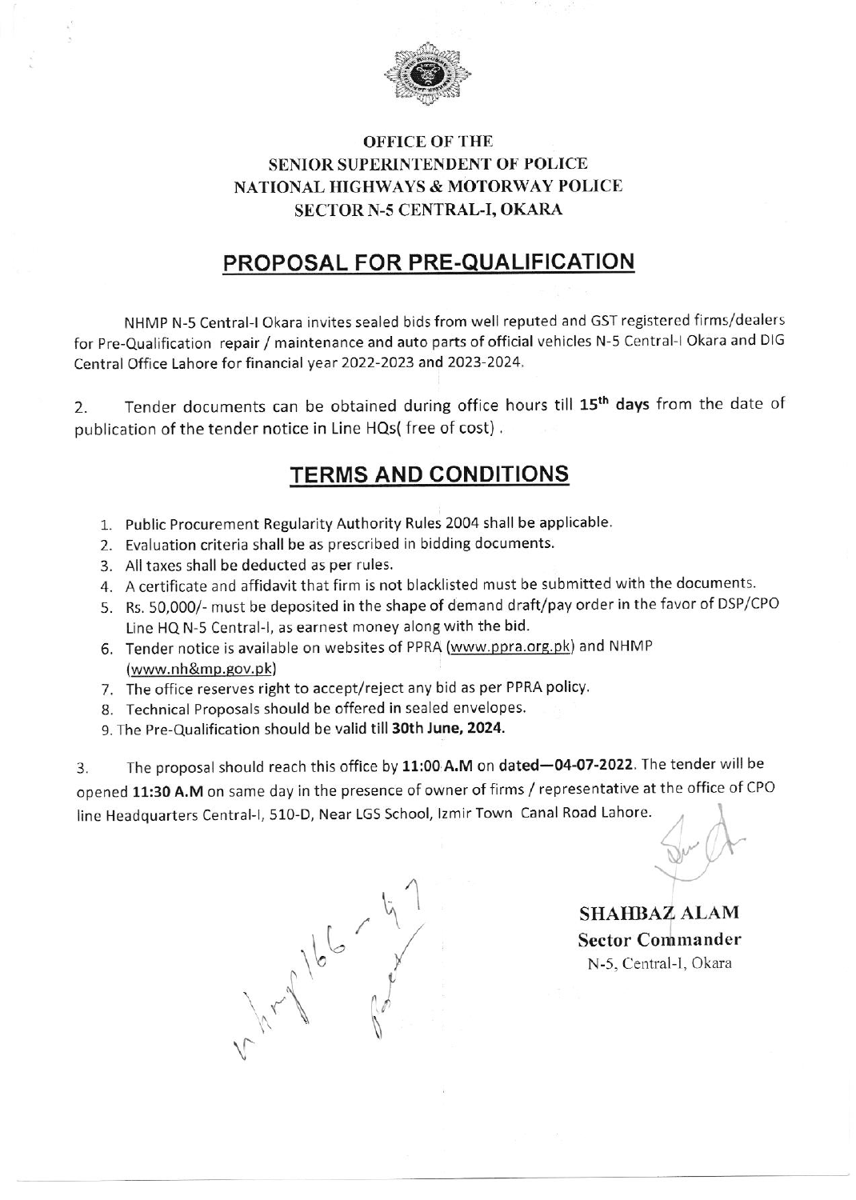**OFFICE OF THE**
**SENIOR SUPERINTENDENT OF POLICE**
**NATIONAL HIGHWAYS & MOTORWAY POLICE**
**SECTOR N-5 CENTRAL-I, OKARA**

# PROPOSAL FOR PRE-QUALIFICATION

NHMP N-5 Central-I Okara invites sealed bids from well reputed and GST registered firms/dealers for Pre-Qualification repair / maintenance and auto parts of official vehicles N-5 Central-I Okara and DIG Central Office Lahore for financial year 2022-2023 and 2023-2024.

2. Tender documents can be obtained during office hours till **15th days** from the date of publication of the tender notice in Line HQs( free of cost) .

## TERMS AND CONDITIONS

1. Public Procurement Regularity Authority Rules 2004 shall be applicable.
2. Evaluation criteria shall be as prescribed in bidding documents.
3. All taxes shall be deducted as per rules.
4. A certificate and affidavit that firm is not blacklisted must be submitted with the documents.
5. Rs. 50,000/- must be deposited in the shape of demand draft/pay order in the favor of DSP/CPO Line HQ N-5 Central-I, as earnest money along with the bid.
6. Tender notice is available on websites of PPRA (www.ppra.org.pk) and NHMP (www.nh&mp.gov.pk)
7. The office reserves right to accept/reject any bid as per PPRA policy.
8. Technical Proposals should be offered in sealed envelopes.
9. The Pre-Qualification should be valid till **30th June, 2024.**

3. The proposal should reach this office by **11:00 A.M** on **dated—04-07-2022**. The tender will be opened **11:30 A.M** on same day in the presence of owner of firms / representative at the office of CPO line Headquarters Central-I, 510-D, Near LGS School, Izmir Town Canal Road Lahore.

**SHAHBAZ ALAM**
**Sector Commander**
N-5, Central-I, Okara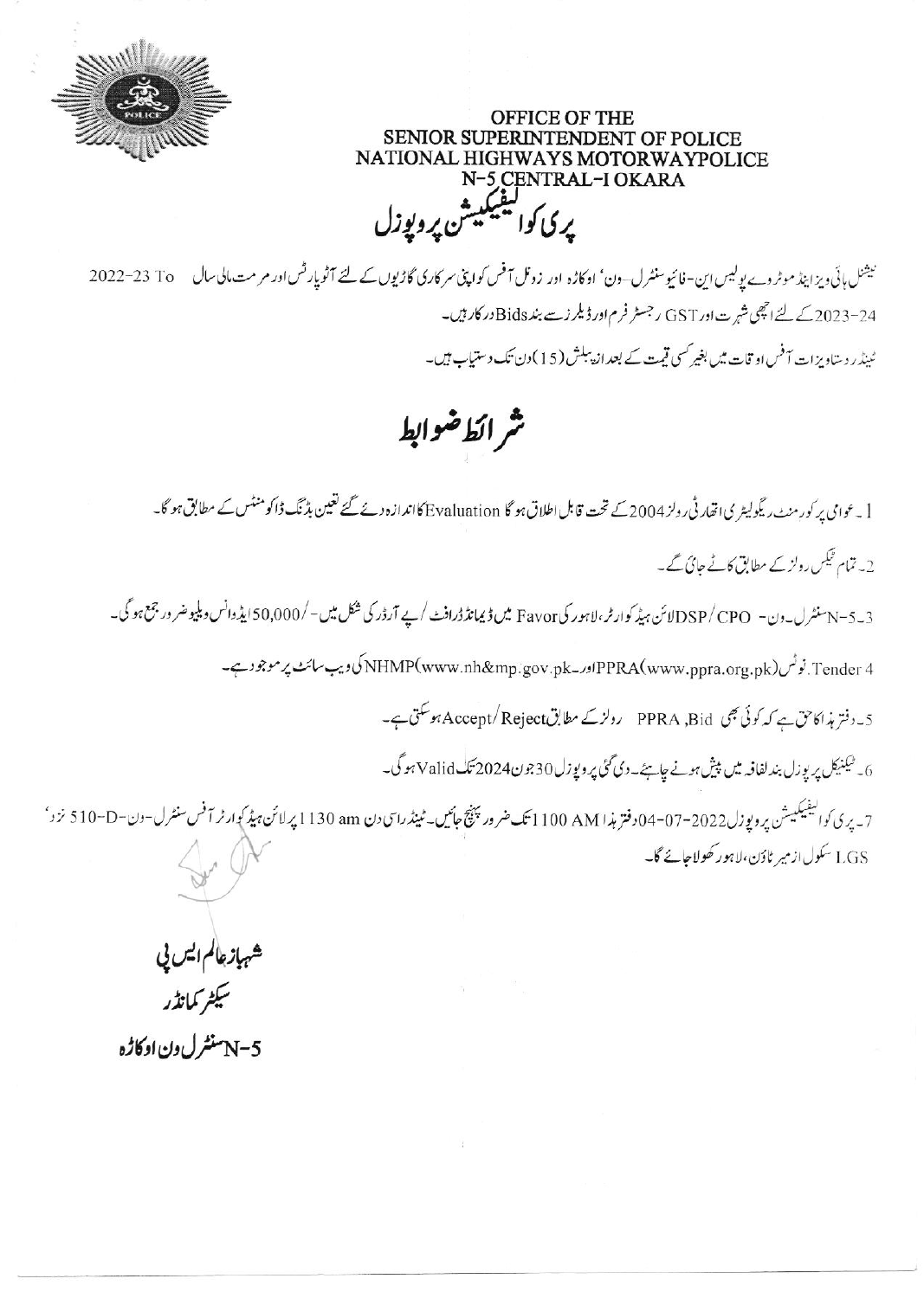OFFICE OF THE
SENIOR SUPERINTENDENT OF POLICE
NATIONAL HIGHWAYS MOTORWAYPOLICE
N-5 CENTRAL-I OKARA

# پری کوالیفیکیشن پروپوزل

نیشنل ہائی ویز اینڈ موٹروے پولیس این-فائیو سنٹرل-ون' اوکاڑہ اور زونل آفس کو اپنی سرکاری گاڑیوں کے لئے آٹو پارٹس اور مرمت مالی سال 2022-23 To 2023-24 کے لئے اچھی شہرت اور GST رجسٹر فرم اور ڈیلرز سے بند Bids درکار ہیں۔

ٹینڈر دستاویزات آفس اوقات میں بغیر کسی قیمت کے بعد از پبلش (15) دن تک دستیاب ہیں۔

# شرائط ضوابط

1۔ عوامی پر کورمنٹ ریگولیٹری اتھارٹی رولز 2004 کے تحت قابل اطلاق ہوگا Evaluation کا اندازہ دیئے گئے تعین بڈنگ ڈاکومنٹس کے مطابق ہوگا۔

2۔ تمام ٹیکس رولز کے مطابق کاٹے جائیں گے۔

3۔ N-5 سنٹرل-ون- DSP/CPO لائن ہیڈ کوارٹر، لاہور کی Favor میں ڈیمانڈ ڈرافٹ / پے آرڈر کی شکل میں -/50,000 ایڈوانس ویلیو ضرور جمع ہوگی۔

4۔ Tender نوٹس PPRA(www.ppra.org.pk) اور NHMP(www.nh&mp.gov.pk) کی ویب سائٹ پر موجود ہے۔

5۔ دفتر ہذا کا حق ہے کہ کوئی بھی PPRA ,Bid رولز کے مطابق Accept/Reject ہوسکتی ہے۔

6۔ ٹیکنیکل پروپوزل بند لفافہ میں پیش ہونے چاہئے۔ دی گئی پروپوزل 30 جون 2024 تک Valid ہوگی۔

7۔ پری کوالیفیکیشن پروپوزل 2022-07-04 دفتر ہذا 1100 AM تک ضرور پہنچ جائیں۔ ٹینڈر اسی دن 1130 am پر لائن ہیڈ کوارٹر آفس سنٹرل-ون-D-510 نزد LGS سکول ازمیر ٹاؤن، لاہور کھولا جائے گا۔

شہباز عالم ایس پی
سیکٹر کمانڈر
N-5 سنٹرل ون اوکاڑہ